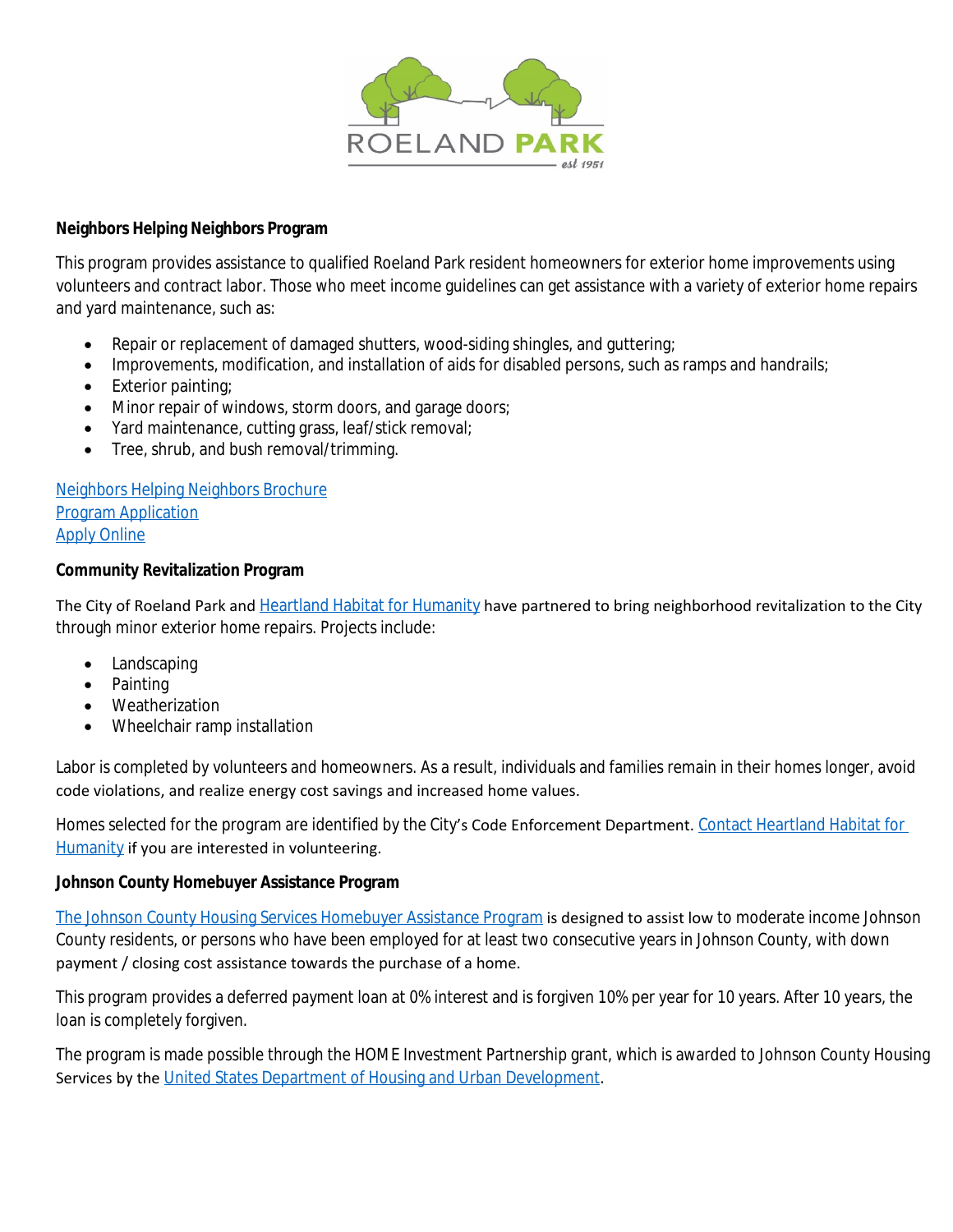ROELAND PARK
est 1951

**Neighbors Helping Neighbors Program**

This program provides assistance to qualified Roeland Park resident homeowners for exterior home improvements using volunteers and contract labor. Those who meet income guidelines can get assistance with a variety of exterior home repairs and yard maintenance, such as:

- Repair or replacement of damaged shutters, wood-siding shingles, and guttering;
- Improvements, modification, and installation of aids for disabled persons, such as ramps and handrails;
- Exterior painting;
- Minor repair of windows, storm doors, and garage doors;
- Yard maintenance, cutting grass, leaf/stick removal;
- Tree, shrub, and bush removal/trimming.

Neighbors Helping Neighbors Brochure
Program Application
Apply Online

**Community Revitalization Program**

The City of Roeland Park and Heartland Habitat for Humanity have partnered to bring neighborhood revitalization to the City through minor exterior home repairs. Projects include:

- Landscaping
- Painting
- Weatherization
- Wheelchair ramp installation

Labor is completed by volunteers and homeowners. As a result, individuals and families remain in their homes longer, avoid code violations, and realize energy cost savings and increased home values.

Homes selected for the program are identified by the City's Code Enforcement Department. Contact Heartland Habitat for Humanity if you are interested in volunteering.

**Johnson County Homebuyer Assistance Program**

The Johnson County Housing Services Homebuyer Assistance Program is designed to assist low to moderate income Johnson County residents, or persons who have been employed for at least two consecutive years in Johnson County, with down payment / closing cost assistance towards the purchase of a home.

This program provides a deferred payment loan at 0% interest and is forgiven 10% per year for 10 years. After 10 years, the loan is completely forgiven.

The program is made possible through the HOME Investment Partnership grant, which is awarded to Johnson County Housing Services by the United States Department of Housing and Urban Development.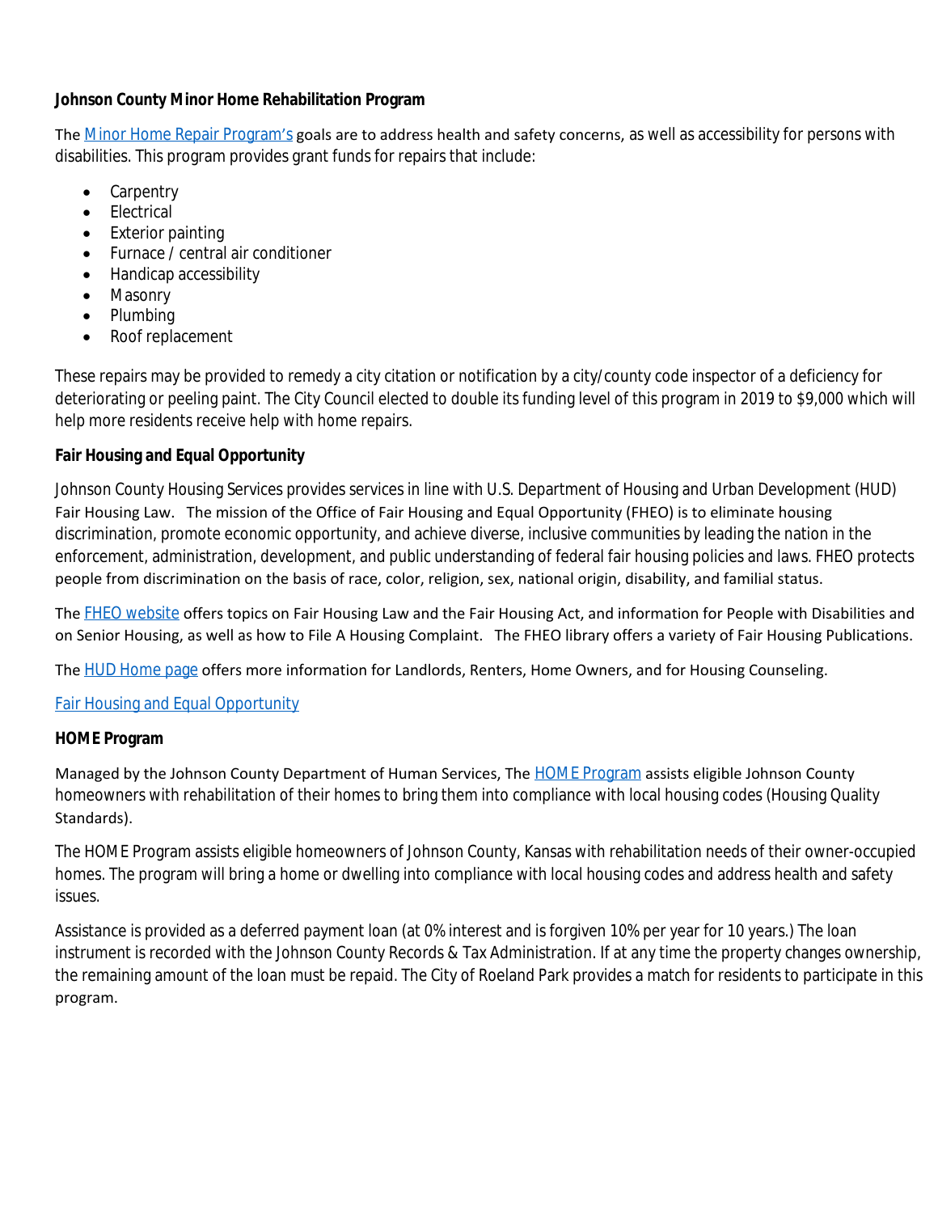**Johnson County Minor Home Rehabilitation Program**

The Minor Home Repair Program's goals are to address health and safety concerns, as well as accessibility for persons with disabilities. This program provides grant funds for repairs that include:

- Carpentry
- Electrical
- Exterior painting
- Furnace / central air conditioner
- Handicap accessibility
- Masonry
- Plumbing
- Roof replacement

These repairs may be provided to remedy a city citation or notification by a city/county code inspector of a deficiency for deteriorating or peeling paint. The City Council elected to double its funding level of this program in 2019 to $9,000 which will help more residents receive help with home repairs.

**Fair Housing and Equal Opportunity**

Johnson County Housing Services provides services in line with U.S. Department of Housing and Urban Development (HUD) Fair Housing Law. The mission of the Office of Fair Housing and Equal Opportunity (FHEO) is to eliminate housing discrimination, promote economic opportunity, and achieve diverse, inclusive communities by leading the nation in the enforcement, administration, development, and public understanding of federal fair housing policies and laws. FHEO protects people from discrimination on the basis of race, color, religion, sex, national origin, disability, and familial status.

The FHEO website offers topics on Fair Housing Law and the Fair Housing Act, and information for People with Disabilities and on Senior Housing, as well as how to File A Housing Complaint. The FHEO library offers a variety of Fair Housing Publications.

The HUD Home page offers more information for Landlords, Renters, Home Owners, and for Housing Counseling.

Fair Housing and Equal Opportunity

**HOME Program**

Managed by the Johnson County Department of Human Services, The HOME Program assists eligible Johnson County homeowners with rehabilitation of their homes to bring them into compliance with local housing codes (Housing Quality Standards).

The HOME Program assists eligible homeowners of Johnson County, Kansas with rehabilitation needs of their owner-occupied homes. The program will bring a home or dwelling into compliance with local housing codes and address health and safety issues.

Assistance is provided as a deferred payment loan (at 0% interest and is forgiven 10% per year for 10 years.) The loan instrument is recorded with the Johnson County Records & Tax Administration. If at any time the property changes ownership, the remaining amount of the loan must be repaid. The City of Roeland Park provides a match for residents to participate in this program.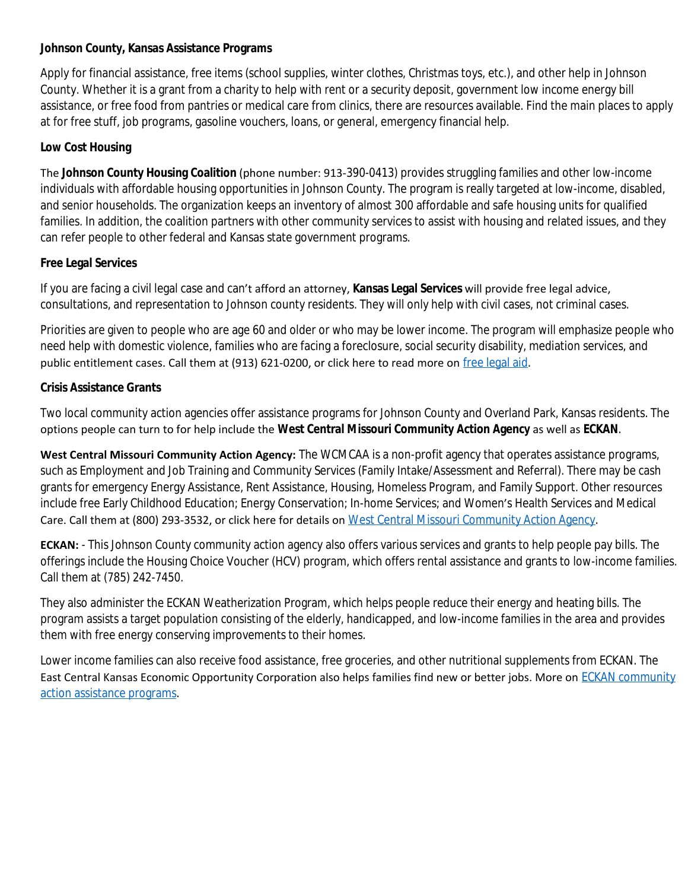**Johnson County, Kansas Assistance Programs**

Apply for financial assistance, free items (school supplies, winter clothes, Christmas toys, etc.), and other help in Johnson County. Whether it is a grant from a charity to help with rent or a security deposit, government low income energy bill assistance, or free food from pantries or medical care from clinics, there are resources available. Find the main places to apply at for free stuff, job programs, gasoline vouchers, loans, or general, emergency financial help.

**Low Cost Housing**

The **Johnson County Housing Coalition** (phone number: 913-390-0413) provides struggling families and other low-income individuals with affordable housing opportunities in Johnson County. The program is really targeted at low-income, disabled, and senior households. The organization keeps an inventory of almost 300 affordable and safe housing units for qualified families. In addition, the coalition partners with other community services to assist with housing and related issues, and they can refer people to other federal and Kansas state government programs.

**Free Legal Services**

If you are facing a civil legal case and can't afford an attorney, **Kansas Legal Services** will provide free legal advice, consultations, and representation to Johnson county residents. They will only help with civil cases, not criminal cases.

Priorities are given to people who are age 60 and older or who may be lower income. The program will emphasize people who need help with domestic violence, families who are facing a foreclosure, social security disability, mediation services, and public entitlement cases. Call them at (913) 621-0200, or click here to read more on free legal aid.

**Crisis Assistance Grants**

Two local community action agencies offer assistance programs for Johnson County and Overland Park, Kansas residents. The options people can turn to for help include the **West Central Missouri Community Action Agency** as well as **ECKAN**.

**West Central Missouri Community Action Agency:** The WCMCAA is a non-profit agency that operates assistance programs, such as Employment and Job Training and Community Services (Family Intake/Assessment and Referral). There may be cash grants for emergency Energy Assistance, Rent Assistance, Housing, Homeless Program, and Family Support. Other resources include free Early Childhood Education; Energy Conservation; In-home Services; and Women's Health Services and Medical Care. Call them at (800) 293-3532, or click here for details on West Central Missouri Community Action Agency.

**ECKAN:** - This Johnson County community action agency also offers various services and grants to help people pay bills. The offerings include the Housing Choice Voucher (HCV) program, which offers rental assistance and grants to low-income families. Call them at (785) 242-7450.

They also administer the ECKAN Weatherization Program, which helps people reduce their energy and heating bills. The program assists a target population consisting of the elderly, handicapped, and low-income families in the area and provides them with free energy conserving improvements to their homes.

Lower income families can also receive food assistance, free groceries, and other nutritional supplements from ECKAN. The East Central Kansas Economic Opportunity Corporation also helps families find new or better jobs. More on ECKAN community action assistance programs.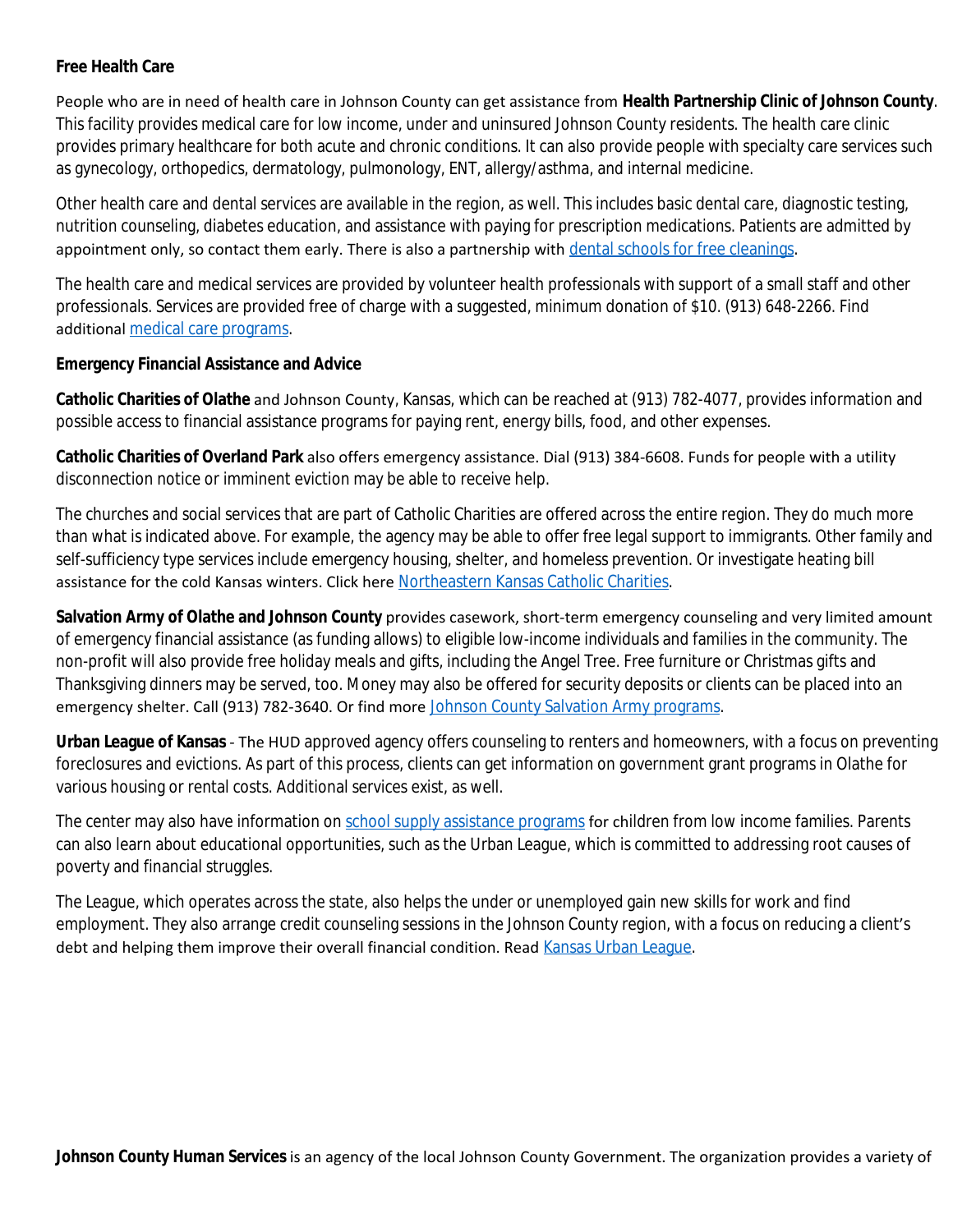**Free Health Care**

People who are in need of health care in Johnson County can get assistance from **Health Partnership Clinic of Johnson County**. This facility provides medical care for low income, under and uninsured Johnson County residents. The health care clinic provides primary healthcare for both acute and chronic conditions. It can also provide people with specialty care services such as gynecology, orthopedics, dermatology, pulmonology, ENT, allergy/asthma, and internal medicine.

Other health care and dental services are available in the region, as well. This includes basic dental care, diagnostic testing, nutrition counseling, diabetes education, and assistance with paying for prescription medications. Patients are admitted by appointment only, so contact them early. There is also a partnership with dental schools for free cleanings.

The health care and medical services are provided by volunteer health professionals with support of a small staff and other professionals. Services are provided free of charge with a suggested, minimum donation of $10. (913) 648-2266. Find additional medical care programs.

**Emergency Financial Assistance and Advice**

**Catholic Charities of Olathe** and Johnson County, Kansas, which can be reached at (913) 782-4077, provides information and possible access to financial assistance programs for paying rent, energy bills, food, and other expenses.

**Catholic Charities of Overland Park** also offers emergency assistance. Dial (913) 384-6608. Funds for people with a utility disconnection notice or imminent eviction may be able to receive help.

The churches and social services that are part of Catholic Charities are offered across the entire region. They do much more than what is indicated above. For example, the agency may be able to offer free legal support to immigrants. Other family and self-sufficiency type services include emergency housing, shelter, and homeless prevention. Or investigate heating bill assistance for the cold Kansas winters. Click here Northeastern Kansas Catholic Charities.

**Salvation Army of Olathe and Johnson County** provides casework, short-term emergency counseling and very limited amount of emergency financial assistance (as funding allows) to eligible low-income individuals and families in the community. The non-profit will also provide free holiday meals and gifts, including the Angel Tree. Free furniture or Christmas gifts and Thanksgiving dinners may be served, too. Money may also be offered for security deposits or clients can be placed into an emergency shelter. Call (913) 782-3640. Or find more Johnson County Salvation Army programs.

**Urban League of Kansas** - The HUD approved agency offers counseling to renters and homeowners, with a focus on preventing foreclosures and evictions. As part of this process, clients can get information on government grant programs in Olathe for various housing or rental costs. Additional services exist, as well.

The center may also have information on school supply assistance programs for children from low income families. Parents can also learn about educational opportunities, such as the Urban League, which is committed to addressing root causes of poverty and financial struggles.

The League, which operates across the state, also helps the under or unemployed gain new skills for work and find employment. They also arrange credit counseling sessions in the Johnson County region, with a focus on reducing a client's debt and helping them improve their overall financial condition. Read Kansas Urban League.

**Johnson County Human Services** is an agency of the local Johnson County Government. The organization provides a variety of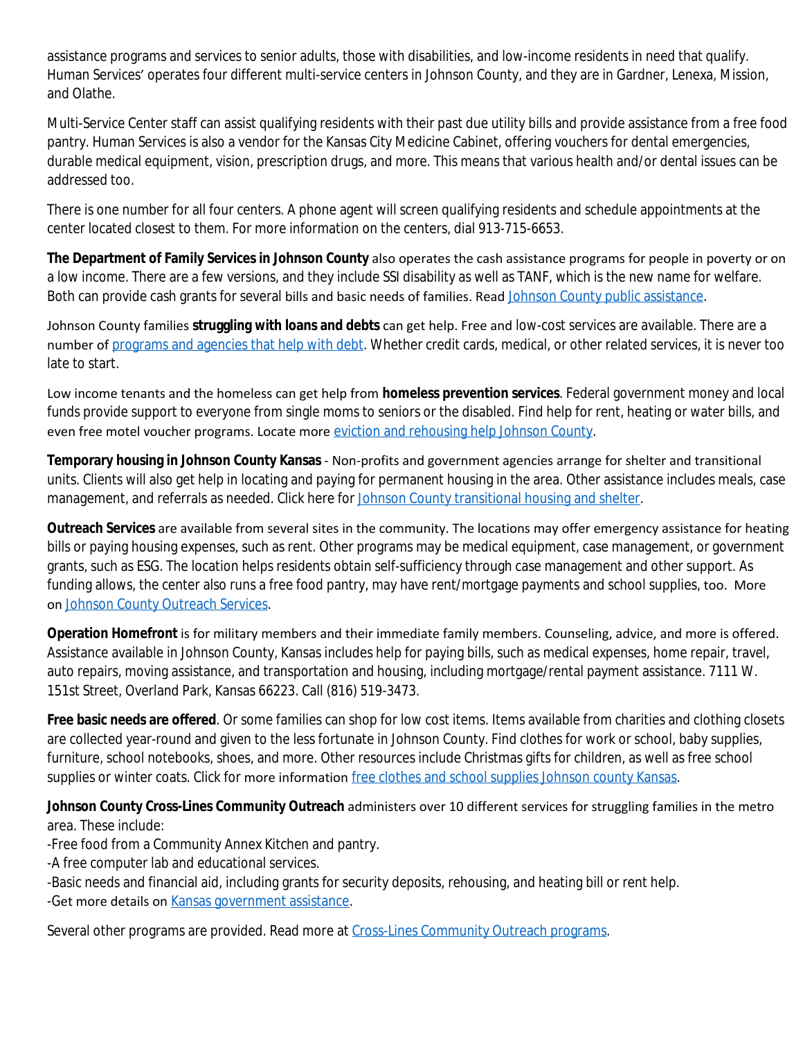assistance programs and services to senior adults, those with disabilities, and low-income residents in need that qualify. Human Services' operates four different multi-service centers in Johnson County, and they are in Gardner, Lenexa, Mission, and Olathe.

Multi-Service Center staff can assist qualifying residents with their past due utility bills and provide assistance from a free food pantry. Human Services is also a vendor for the Kansas City Medicine Cabinet, offering vouchers for dental emergencies, durable medical equipment, vision, prescription drugs, and more. This means that various health and/or dental issues can be addressed too.

There is one number for all four centers. A phone agent will screen qualifying residents and schedule appointments at the center located closest to them. For more information on the centers, dial 913-715-6653.

**The Department of Family Services in Johnson County** also operates the cash assistance programs for people in poverty or on a low income. There are a few versions, and they include SSI disability as well as TANF, which is the new name for welfare. Both can provide cash grants for several bills and basic needs of families. Read Johnson County public assistance.

Johnson County families **struggling with loans and debts** can get help. Free and low-cost services are available. There are a number of programs and agencies that help with debt. Whether credit cards, medical, or other related services, it is never too late to start.

Low income tenants and the homeless can get help from **homeless prevention services**. Federal government money and local funds provide support to everyone from single moms to seniors or the disabled. Find help for rent, heating or water bills, and even free motel voucher programs. Locate more eviction and rehousing help Johnson County.

**Temporary housing in Johnson County Kansas** - Non-profits and government agencies arrange for shelter and transitional units. Clients will also get help in locating and paying for permanent housing in the area. Other assistance includes meals, case management, and referrals as needed. Click here for Johnson County transitional housing and shelter.

**Outreach Services** are available from several sites in the community. The locations may offer emergency assistance for heating bills or paying housing expenses, such as rent. Other programs may be medical equipment, case management, or government grants, such as ESG. The location helps residents obtain self-sufficiency through case management and other support. As funding allows, the center also runs a free food pantry, may have rent/mortgage payments and school supplies, too. More on Johnson County Outreach Services.

**Operation Homefront** is for military members and their immediate family members. Counseling, advice, and more is offered. Assistance available in Johnson County, Kansas includes help for paying bills, such as medical expenses, home repair, travel, auto repairs, moving assistance, and transportation and housing, including mortgage/rental payment assistance. 7111 W. 151st Street, Overland Park, Kansas 66223. Call (816) 519-3473.

**Free basic needs are offered**. Or some families can shop for low cost items. Items available from charities and clothing closets are collected year-round and given to the less fortunate in Johnson County. Find clothes for work or school, baby supplies, furniture, school notebooks, shoes, and more. Other resources include Christmas gifts for children, as well as free school supplies or winter coats. Click for more information free clothes and school supplies Johnson county Kansas.

**Johnson County Cross-Lines Community Outreach** administers over 10 different services for struggling families in the metro area. These include:

-Free food from a Community Annex Kitchen and pantry.
-A free computer lab and educational services.
-Basic needs and financial aid, including grants for security deposits, rehousing, and heating bill or rent help.
-Get more details on Kansas government assistance.

Several other programs are provided. Read more at Cross-Lines Community Outreach programs.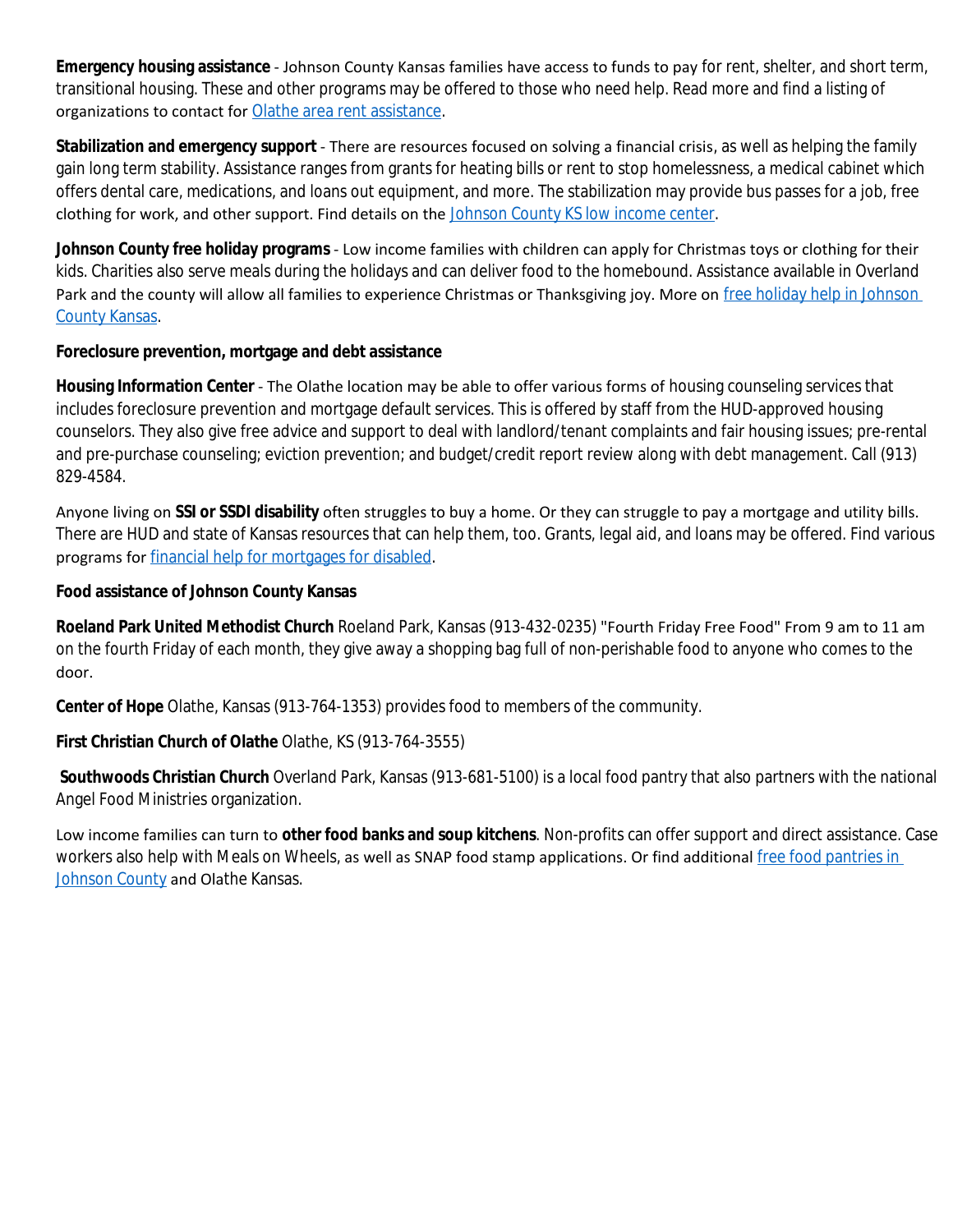**Emergency housing assistance** - Johnson County Kansas families have access to funds to pay for rent, shelter, and short term, transitional housing. These and other programs may be offered to those who need help. Read more and find a listing of organizations to contact for [Olathe area rent assistance].

**Stabilization and emergency support** - There are resources focused on solving a financial crisis, as well as helping the family gain long term stability. Assistance ranges from grants for heating bills or rent to stop homelessness, a medical cabinet which offers dental care, medications, and loans out equipment, and more. The stabilization may provide bus passes for a job, free clothing for work, and other support. Find details on the [Johnson County KS low income center].

**Johnson County free holiday programs** - Low income families with children can apply for Christmas toys or clothing for their kids. Charities also serve meals during the holidays and can deliver food to the homebound. Assistance available in Overland Park and the county will allow all families to experience Christmas or Thanksgiving joy. More on [free holiday help in Johnson County Kansas].

**Foreclosure prevention, mortgage and debt assistance**

**Housing Information Center** - The Olathe location may be able to offer various forms of housing counseling services that includes foreclosure prevention and mortgage default services. This is offered by staff from the HUD-approved housing counselors. They also give free advice and support to deal with landlord/tenant complaints and fair housing issues; pre-rental and pre-purchase counseling; eviction prevention; and budget/credit report review along with debt management. Call (913) 829-4584.

Anyone living on **SSI or SSDI disability** often struggles to buy a home. Or they can struggle to pay a mortgage and utility bills. There are HUD and state of Kansas resources that can help them, too. Grants, legal aid, and loans may be offered. Find various programs for [financial help for mortgages for disabled].

**Food assistance of Johnson County Kansas**

**Roeland Park United Methodist Church** Roeland Park, Kansas (913-432-0235) "Fourth Friday Free Food" From 9 am to 11 am on the fourth Friday of each month, they give away a shopping bag full of non-perishable food to anyone who comes to the door.

**Center of Hope** Olathe, Kansas (913-764-1353) provides food to members of the community.

**First Christian Church of Olathe** Olathe, KS (913-764-3555)

**Southwoods Christian Church** Overland Park, Kansas (913-681-5100) is a local food pantry that also partners with the national Angel Food Ministries organization.

Low income families can turn to **other food banks and soup kitchens**. Non-profits can offer support and direct assistance. Case workers also help with Meals on Wheels, as well as SNAP food stamp applications. Or find additional [free food pantries in Johnson County] and Olathe Kansas.